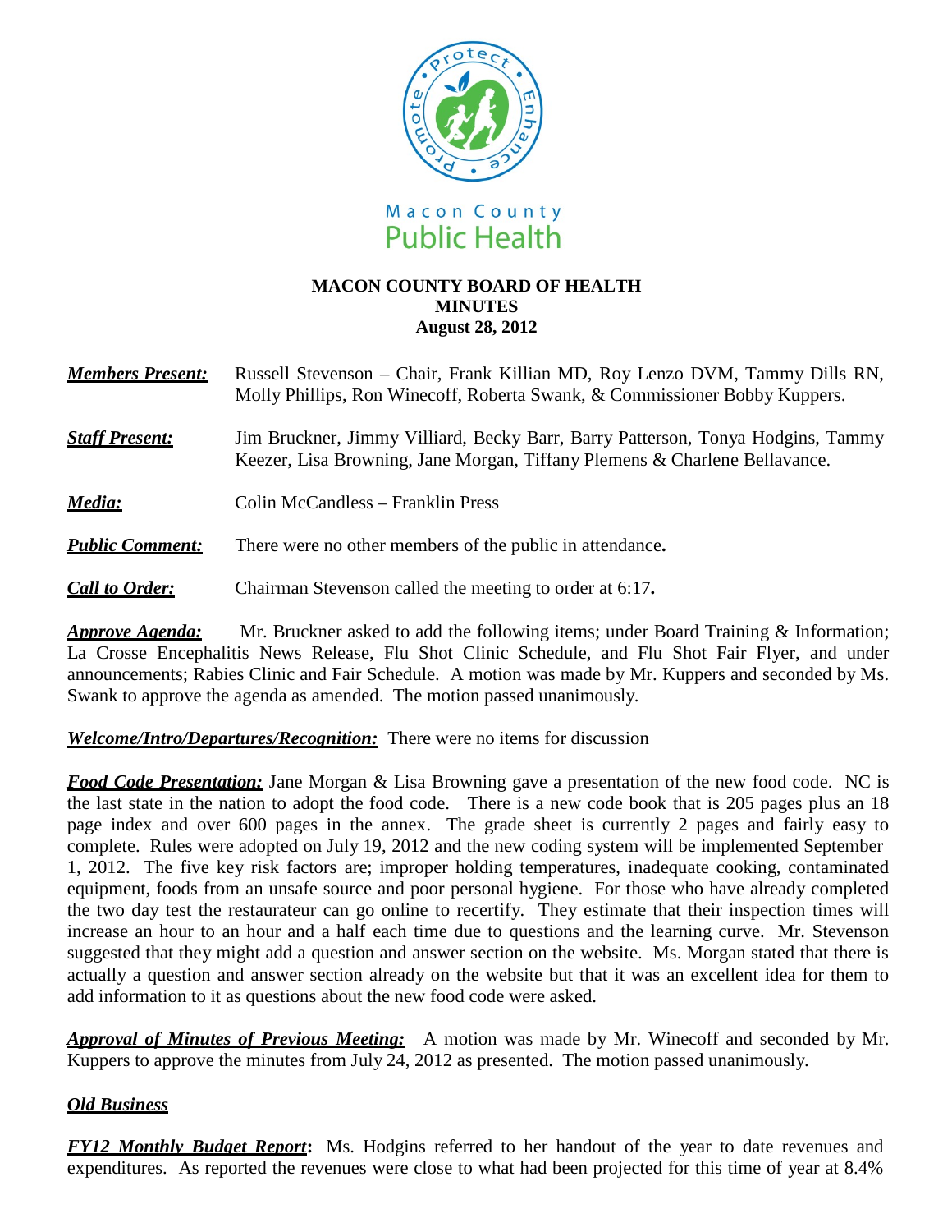Macon County Public Health

# MACON COUNTY BOARD OF HEALTH
## MINUTES
### August 28, 2012

***Members Present:*** Russell Stevenson – Chair, Frank Killian MD, Roy Lenzo DVM, Tammy Dills RN, Molly Phillips, Ron Winecoff, Roberta Swank, & Commissioner Bobby Kuppers.

***Staff Present:*** Jim Bruckner, Jimmy Villiard, Becky Barr, Barry Patterson, Tonya Hodgins, Tammy Keezer, Lisa Browning, Jane Morgan, Tiffany Plemens & Charlene Bellavance.

***Media:*** Colin McCandless – Franklin Press

***Public Comment:*** There were no other members of the public in attendance**.**

***Call to Order:*** Chairman Stevenson called the meeting to order at 6:17**.**

***Approve Agenda:*** Mr. Bruckner asked to add the following items; under Board Training & Information; La Crosse Encephalitis News Release, Flu Shot Clinic Schedule, and Flu Shot Fair Flyer, and under announcements; Rabies Clinic and Fair Schedule. A motion was made by Mr. Kuppers and seconded by Ms. Swank to approve the agenda as amended. The motion passed unanimously.

***Welcome/Intro/Departures/Recognition:*** There were no items for discussion

***Food Code Presentation:*** Jane Morgan & Lisa Browning gave a presentation of the new food code. NC is the last state in the nation to adopt the food code. There is a new code book that is 205 pages plus an 18 page index and over 600 pages in the annex. The grade sheet is currently 2 pages and fairly easy to complete. Rules were adopted on July 19, 2012 and the new coding system will be implemented September 1, 2012. The five key risk factors are; improper holding temperatures, inadequate cooking, contaminated equipment, foods from an unsafe source and poor personal hygiene. For those who have already completed the two day test the restaurateur can go online to recertify. They estimate that their inspection times will increase an hour to an hour and a half each time due to questions and the learning curve. Mr. Stevenson suggested that they might add a question and answer section on the website. Ms. Morgan stated that there is actually a question and answer section already on the website but that it was an excellent idea for them to add information to it as questions about the new food code were asked.

***Approval of Minutes of Previous Meeting:*** A motion was made by Mr. Winecoff and seconded by Mr. Kuppers to approve the minutes from July 24, 2012 as presented. The motion passed unanimously.

***Old Business***

***FY12 Monthly Budget Report*:** Ms. Hodgins referred to her handout of the year to date revenues and expenditures. As reported the revenues were close to what had been projected for this time of year at 8.4%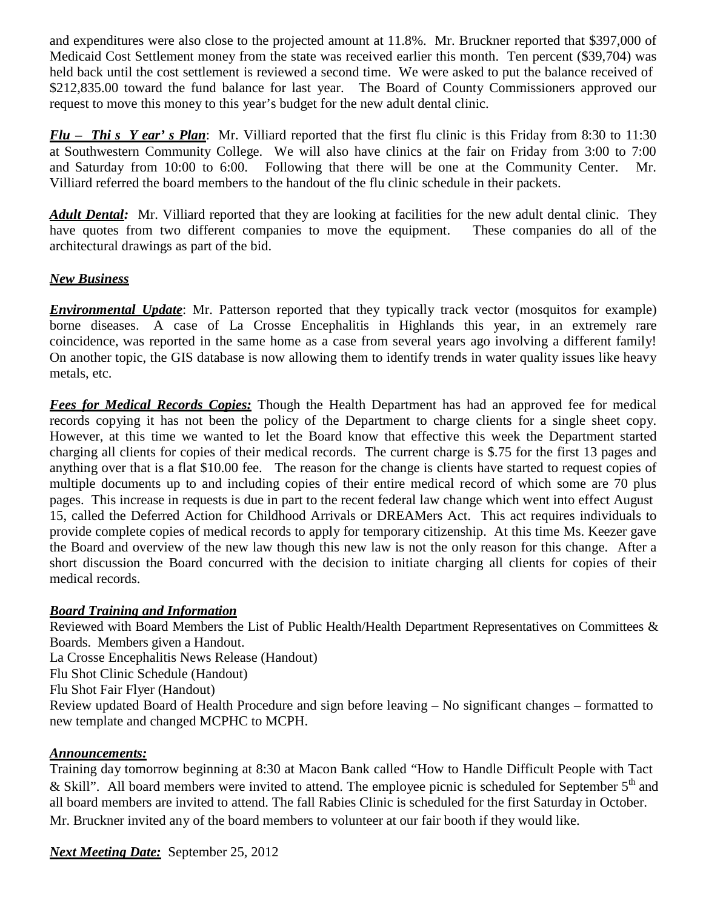and expenditures were also close to the projected amount at 11.8%. Mr. Bruckner reported that $397,000 of Medicaid Cost Settlement money from the state was received earlier this month. Ten percent ($39,704) was held back until the cost settlement is reviewed a second time. We were asked to put the balance received of $212,835.00 toward the fund balance for last year. The Board of County Commissioners approved our request to move this money to this year's budget for the new adult dental clinic.

***Flu – This Year's Plan***: Mr. Villiard reported that the first flu clinic is this Friday from 8:30 to 11:30 at Southwestern Community College. We will also have clinics at the fair on Friday from 3:00 to 7:00 and Saturday from 10:00 to 6:00. Following that there will be one at the Community Center. Mr. Villiard referred the board members to the handout of the flu clinic schedule in their packets.

***Adult Dental:*** Mr. Villiard reported that they are looking at facilities for the new adult dental clinic. They have quotes from two different companies to move the equipment. These companies do all of the architectural drawings as part of the bid.

***New Business***

***Environmental Update***: Mr. Patterson reported that they typically track vector (mosquitos for example) borne diseases. A case of La Crosse Encephalitis in Highlands this year, in an extremely rare coincidence, was reported in the same home as a case from several years ago involving a different family! On another topic, the GIS database is now allowing them to identify trends in water quality issues like heavy metals, etc.

***Fees for Medical Records Copies:*** Though the Health Department has had an approved fee for medical records copying it has not been the policy of the Department to charge clients for a single sheet copy. However, at this time we wanted to let the Board know that effective this week the Department started charging all clients for copies of their medical records. The current charge is $.75 for the first 13 pages and anything over that is a flat $10.00 fee. The reason for the change is clients have started to request copies of multiple documents up to and including copies of their entire medical record of which some are 70 plus pages. This increase in requests is due in part to the recent federal law change which went into effect August 15, called the Deferred Action for Childhood Arrivals or DREAMers Act. This act requires individuals to provide complete copies of medical records to apply for temporary citizenship. At this time Ms. Keezer gave the Board and overview of the new law though this new law is not the only reason for this change. After a short discussion the Board concurred with the decision to initiate charging all clients for copies of their medical records.

***Board Training and Information***

Reviewed with Board Members the List of Public Health/Health Department Representatives on Committees & Boards. Members given a Handout.

La Crosse Encephalitis News Release (Handout)

Flu Shot Clinic Schedule (Handout)

Flu Shot Fair Flyer (Handout)

Review updated Board of Health Procedure and sign before leaving – No significant changes – formatted to new template and changed MCPHC to MCPH.

***Announcements:***

Training day tomorrow beginning at 8:30 at Macon Bank called "How to Handle Difficult People with Tact & Skill". All board members were invited to attend. The employee picnic is scheduled for September 5th and all board members are invited to attend. The fall Rabies Clinic is scheduled for the first Saturday in October. Mr. Bruckner invited any of the board members to volunteer at our fair booth if they would like.

***Next Meeting Date:*** September 25, 2012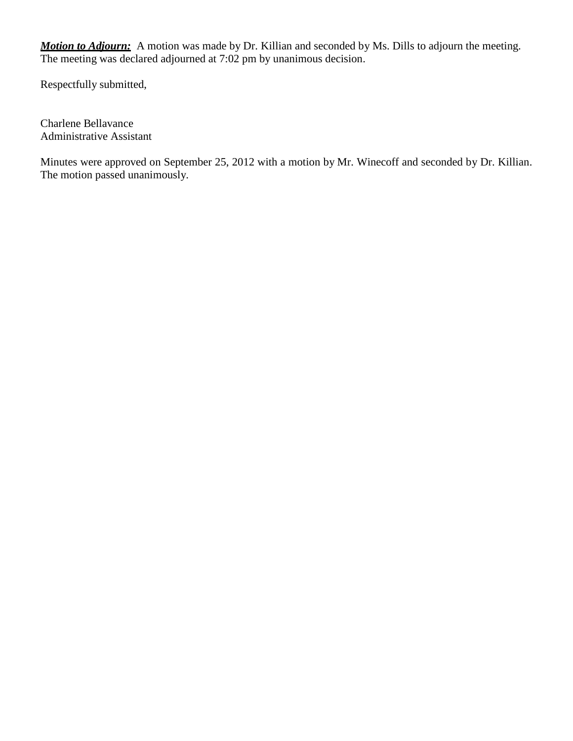***Motion to Adjourn:*** A motion was made by Dr. Killian and seconded by Ms. Dills to adjourn the meeting. The meeting was declared adjourned at 7:02 pm by unanimous decision.

Respectfully submitted,

Charlene Bellavance
Administrative Assistant

Minutes were approved on September 25, 2012 with a motion by Mr. Winecoff and seconded by Dr. Killian. The motion passed unanimously.